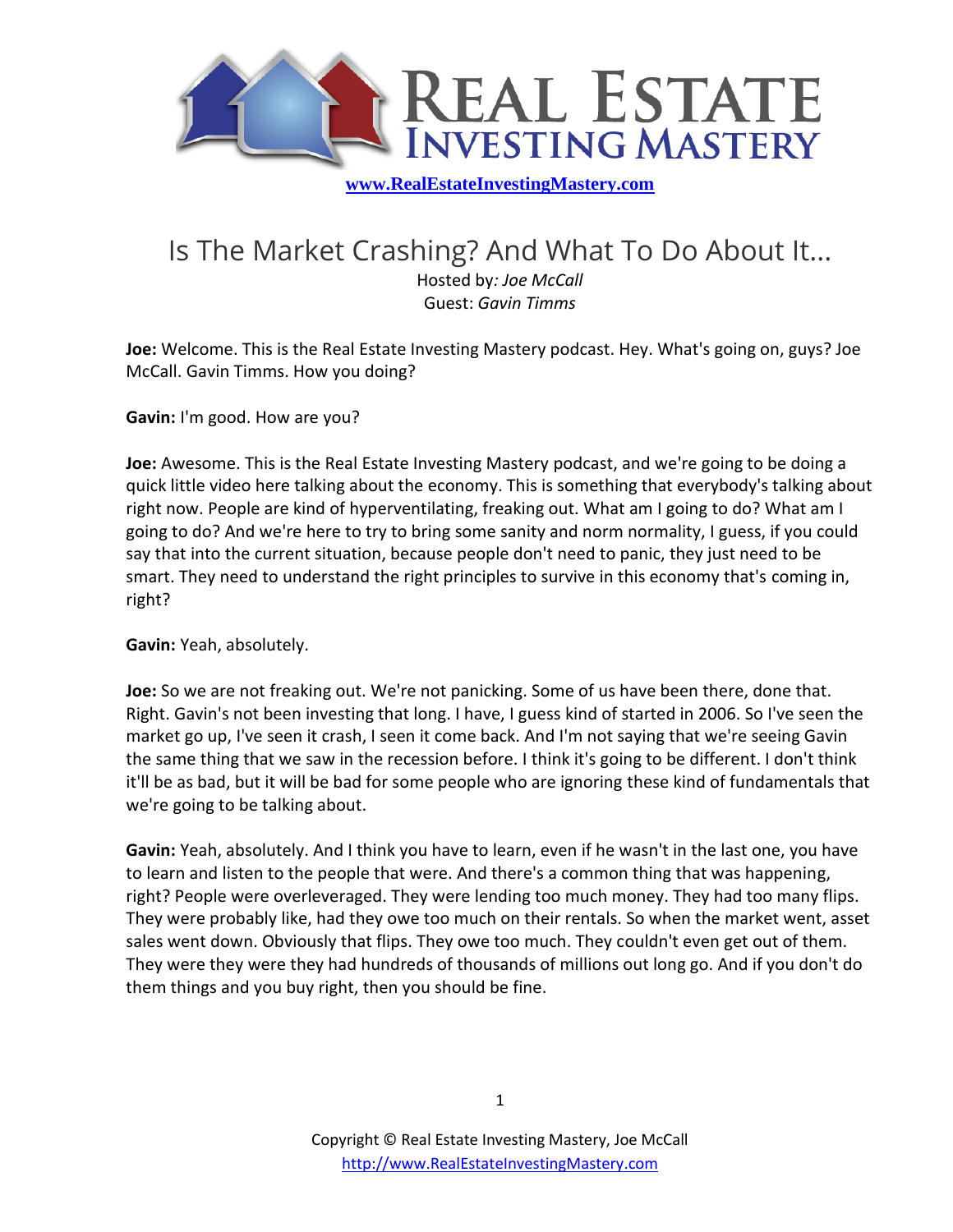# Is The Market Crashing? And What To Do About It…

Hosted by: *Joe McCall*
Guest: *Gavin Timms*

**Joe:** Welcome. This is the Real Estate Investing Mastery podcast. Hey. What's going on, guys? Joe McCall. Gavin Timms. How you doing?

**Gavin:** I'm good. How are you?

**Joe:** Awesome. This is the Real Estate Investing Mastery podcast, and we're going to be doing a quick little video here talking about the economy. This is something that everybody's talking about right now. People are kind of hyperventilating, freaking out. What am I going to do? What am I going to do? And we're here to try to bring some sanity and norm normality, I guess, if you could say that into the current situation, because people don't need to panic, they just need to be smart. They need to understand the right principles to survive in this economy that's coming in, right?

**Gavin:** Yeah, absolutely.

**Joe:** So we are not freaking out. We're not panicking. Some of us have been there, done that. Right. Gavin's not been investing that long. I have, I guess kind of started in 2006. So I've seen the market go up, I've seen it crash, I seen it come back. And I'm not saying that we're seeing Gavin the same thing that we saw in the recession before. I think it's going to be different. I don't think it'll be as bad, but it will be bad for some people who are ignoring these kind of fundamentals that we're going to be talking about.

**Gavin:** Yeah, absolutely. And I think you have to learn, even if he wasn't in the last one, you have to learn and listen to the people that were. And there's a common thing that was happening, right? People were overleveraged. They were lending too much money. They had too many flips. They were probably like, had they owe too much on their rentals. So when the market went, asset sales went down. Obviously that flips. They owe too much. They couldn't even get out of them. They were they were they had hundreds of thousands of millions out long go. And if you don't do them things and you buy right, then you should be fine.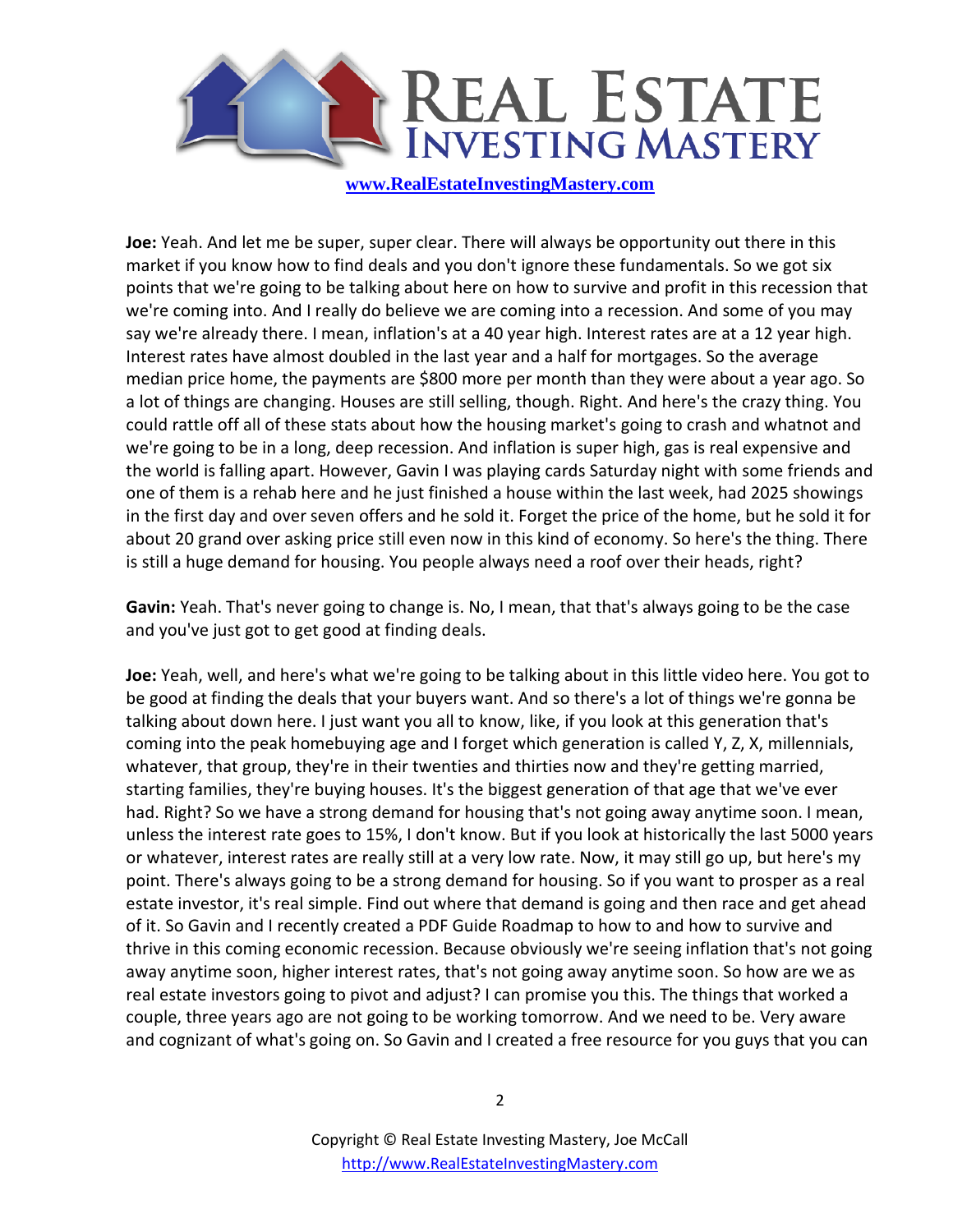**Joe:** Yeah. And let me be super, super clear. There will always be opportunity out there in this market if you know how to find deals and you don't ignore these fundamentals. So we got six points that we're going to be talking about here on how to survive and profit in this recession that we're coming into. And I really do believe we are coming into a recession. And some of you may say we're already there. I mean, inflation's at a 40 year high. Interest rates are at a 12 year high. Interest rates have almost doubled in the last year and a half for mortgages. So the average median price home, the payments are $800 more per month than they were about a year ago. So a lot of things are changing. Houses are still selling, though. Right. And here's the crazy thing. You could rattle off all of these stats about how the housing market's going to crash and whatnot and we're going to be in a long, deep recession. And inflation is super high, gas is real expensive and the world is falling apart. However, Gavin I was playing cards Saturday night with some friends and one of them is a rehab here and he just finished a house within the last week, had 2025 showings in the first day and over seven offers and he sold it. Forget the price of the home, but he sold it for about 20 grand over asking price still even now in this kind of economy. So here's the thing. There is still a huge demand for housing. You people always need a roof over their heads, right?

**Gavin:** Yeah. That's never going to change is. No, I mean, that that's always going to be the case and you've just got to get good at finding deals.

**Joe:** Yeah, well, and here's what we're going to be talking about in this little video here. You got to be good at finding the deals that your buyers want. And so there's a lot of things we're gonna be talking about down here. I just want you all to know, like, if you look at this generation that's coming into the peak homebuying age and I forget which generation is called Y, Z, X, millennials, whatever, that group, they're in their twenties and thirties now and they're getting married, starting families, they're buying houses. It's the biggest generation of that age that we've ever had. Right? So we have a strong demand for housing that's not going away anytime soon. I mean, unless the interest rate goes to 15%, I don't know. But if you look at historically the last 5000 years or whatever, interest rates are really still at a very low rate. Now, it may still go up, but here's my point. There's always going to be a strong demand for housing. So if you want to prosper as a real estate investor, it's real simple. Find out where that demand is going and then race and get ahead of it. So Gavin and I recently created a PDF Guide Roadmap to how to and how to survive and thrive in this coming economic recession. Because obviously we're seeing inflation that's not going away anytime soon, higher interest rates, that's not going away anytime soon. So how are we as real estate investors going to pivot and adjust? I can promise you this. The things that worked a couple, three years ago are not going to be working tomorrow. And we need to be. Very aware and cognizant of what's going on. So Gavin and I created a free resource for you guys that you can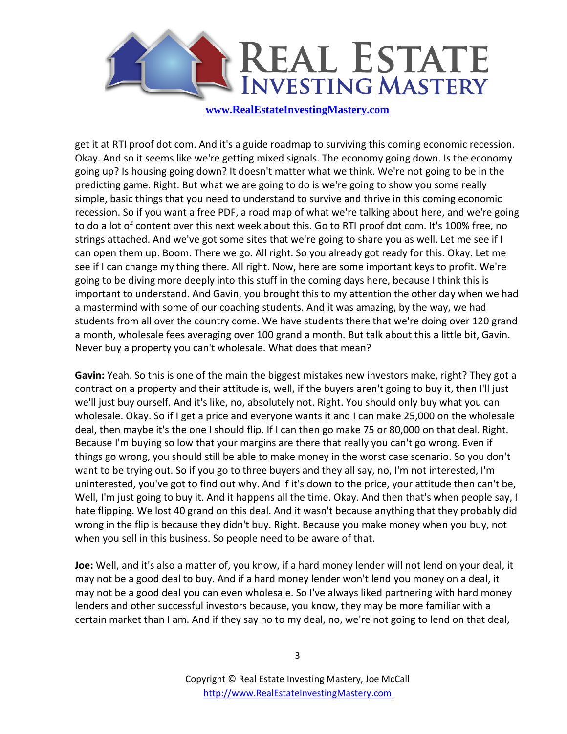get it at RTI proof dot com. And it's a guide roadmap to surviving this coming economic recession. Okay. And so it seems like we're getting mixed signals. The economy going down. Is the economy going up? Is housing going down? It doesn't matter what we think. We're not going to be in the predicting game. Right. But what we are going to do is we're going to show you some really simple, basic things that you need to understand to survive and thrive in this coming economic recession. So if you want a free PDF, a road map of what we're talking about here, and we're going to do a lot of content over this next week about this. Go to RTI proof dot com. It's 100% free, no strings attached. And we've got some sites that we're going to share you as well. Let me see if I can open them up. Boom. There we go. All right. So you already got ready for this. Okay. Let me see if I can change my thing there. All right. Now, here are some important keys to profit. We're going to be diving more deeply into this stuff in the coming days here, because I think this is important to understand. And Gavin, you brought this to my attention the other day when we had a mastermind with some of our coaching students. And it was amazing, by the way, we had students from all over the country come. We have students there that we're doing over 120 grand a month, wholesale fees averaging over 100 grand a month. But talk about this a little bit, Gavin. Never buy a property you can't wholesale. What does that mean?

**Gavin:** Yeah. So this is one of the main the biggest mistakes new investors make, right? They got a contract on a property and their attitude is, well, if the buyers aren't going to buy it, then I'll just we'll just buy ourself. And it's like, no, absolutely not. Right. You should only buy what you can wholesale. Okay. So if I get a price and everyone wants it and I can make 25,000 on the wholesale deal, then maybe it's the one I should flip. If I can then go make 75 or 80,000 on that deal. Right. Because I'm buying so low that your margins are there that really you can't go wrong. Even if things go wrong, you should still be able to make money in the worst case scenario. So you don't want to be trying out. So if you go to three buyers and they all say, no, I'm not interested, I'm uninterested, you've got to find out why. And if it's down to the price, your attitude then can't be, Well, I'm just going to buy it. And it happens all the time. Okay. And then that's when people say, I hate flipping. We lost 40 grand on this deal. And it wasn't because anything that they probably did wrong in the flip is because they didn't buy. Right. Because you make money when you buy, not when you sell in this business. So people need to be aware of that.

**Joe:** Well, and it's also a matter of, you know, if a hard money lender will not lend on your deal, it may not be a good deal to buy. And if a hard money lender won't lend you money on a deal, it may not be a good deal you can even wholesale. So I've always liked partnering with hard money lenders and other successful investors because, you know, they may be more familiar with a certain market than I am. And if they say no to my deal, no, we're not going to lend on that deal,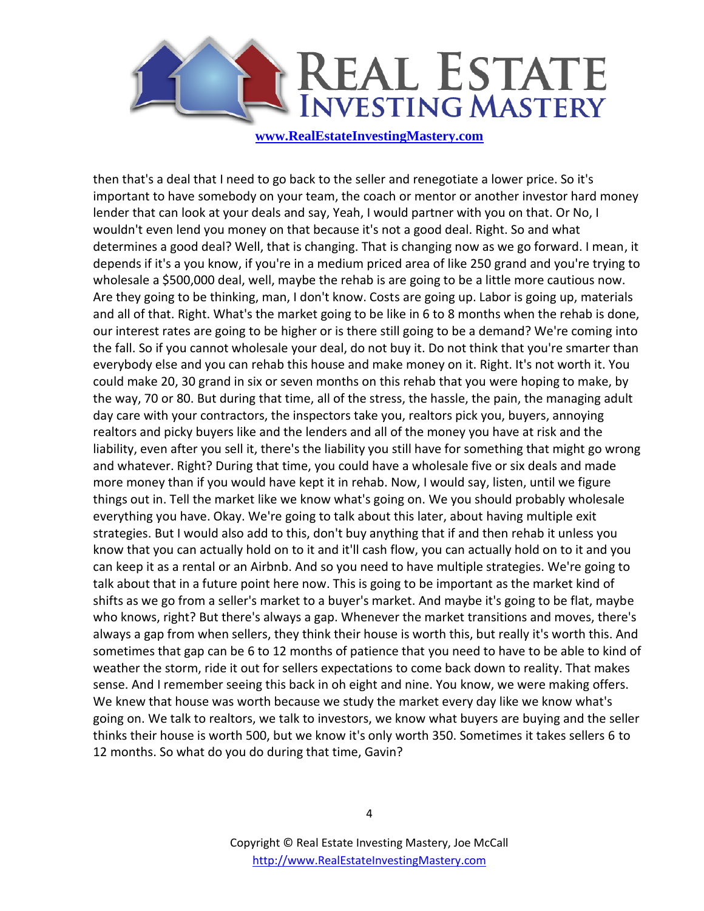then that's a deal that I need to go back to the seller and renegotiate a lower price. So it's important to have somebody on your team, the coach or mentor or another investor hard money lender that can look at your deals and say, Yeah, I would partner with you on that. Or No, I wouldn't even lend you money on that because it's not a good deal. Right. So and what determines a good deal? Well, that is changing. That is changing now as we go forward. I mean, it depends if it's a you know, if you're in a medium priced area of like 250 grand and you're trying to wholesale a $500,000 deal, well, maybe the rehab is are going to be a little more cautious now. Are they going to be thinking, man, I don't know. Costs are going up. Labor is going up, materials and all of that. Right. What's the market going to be like in 6 to 8 months when the rehab is done, our interest rates are going to be higher or is there still going to be a demand? We're coming into the fall. So if you cannot wholesale your deal, do not buy it. Do not think that you're smarter than everybody else and you can rehab this house and make money on it. Right. It's not worth it. You could make 20, 30 grand in six or seven months on this rehab that you were hoping to make, by the way, 70 or 80. But during that time, all of the stress, the hassle, the pain, the managing adult day care with your contractors, the inspectors take you, realtors pick you, buyers, annoying realtors and picky buyers like and the lenders and all of the money you have at risk and the liability, even after you sell it, there's the liability you still have for something that might go wrong and whatever. Right? During that time, you could have a wholesale five or six deals and made more money than if you would have kept it in rehab. Now, I would say, listen, until we figure things out in. Tell the market like we know what's going on. We you should probably wholesale everything you have. Okay. We're going to talk about this later, about having multiple exit strategies. But I would also add to this, don't buy anything that if and then rehab it unless you know that you can actually hold on to it and it'll cash flow, you can actually hold on to it and you can keep it as a rental or an Airbnb. And so you need to have multiple strategies. We're going to talk about that in a future point here now. This is going to be important as the market kind of shifts as we go from a seller's market to a buyer's market. And maybe it's going to be flat, maybe who knows, right? But there's always a gap. Whenever the market transitions and moves, there's always a gap from when sellers, they think their house is worth this, but really it's worth this. And sometimes that gap can be 6 to 12 months of patience that you need to have to be able to kind of weather the storm, ride it out for sellers expectations to come back down to reality. That makes sense. And I remember seeing this back in oh eight and nine. You know, we were making offers. We knew that house was worth because we study the market every day like we know what's going on. We talk to realtors, we talk to investors, we know what buyers are buying and the seller thinks their house is worth 500, but we know it's only worth 350. Sometimes it takes sellers 6 to 12 months. So what do you do during that time, Gavin?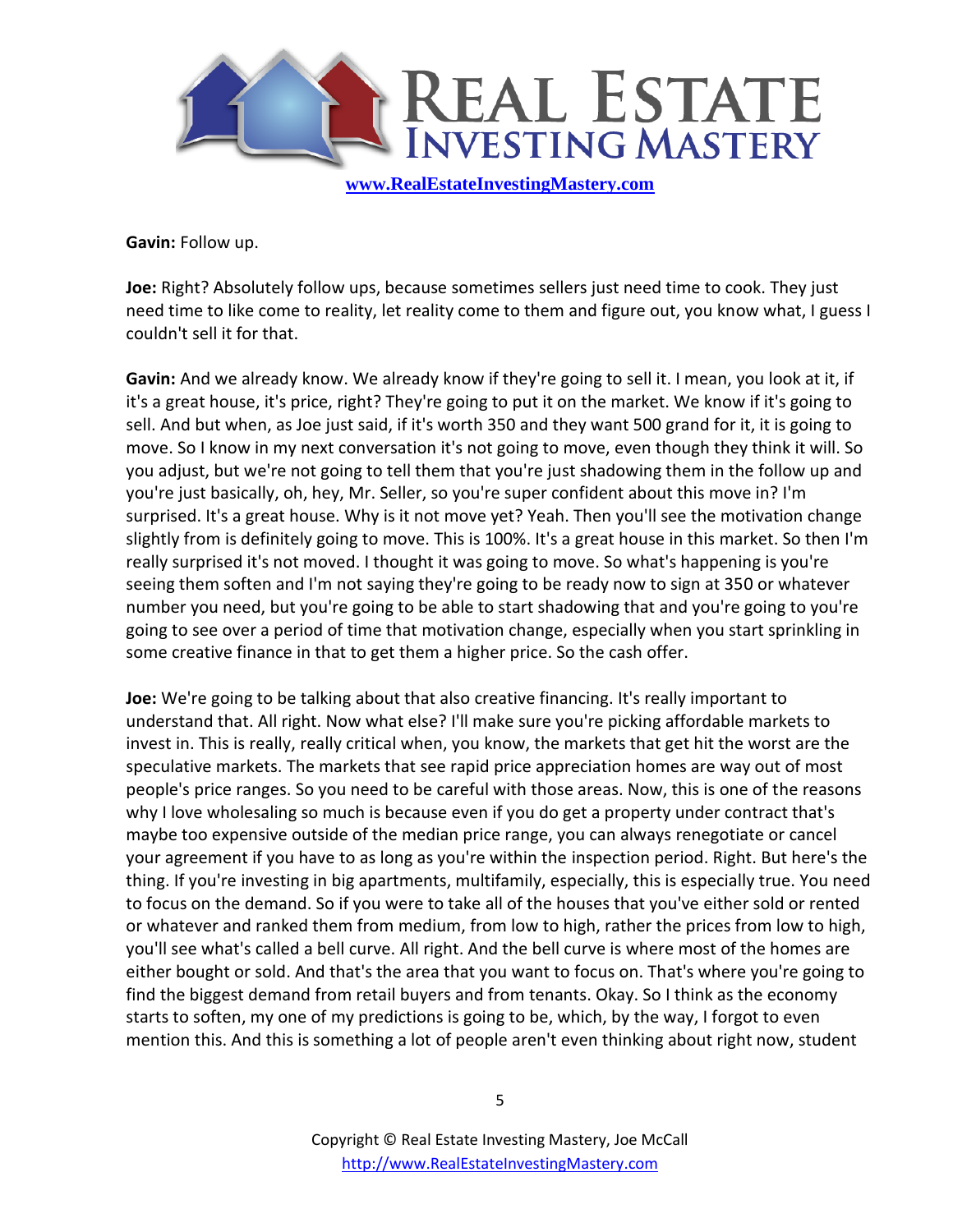**Gavin:** Follow up.

**Joe:** Right? Absolutely follow ups, because sometimes sellers just need time to cook. They just need time to like come to reality, let reality come to them and figure out, you know what, I guess I couldn't sell it for that.

**Gavin:** And we already know. We already know if they're going to sell it. I mean, you look at it, if it's a great house, it's price, right? They're going to put it on the market. We know if it's going to sell. And but when, as Joe just said, if it's worth 350 and they want 500 grand for it, it is going to move. So I know in my next conversation it's not going to move, even though they think it will. So you adjust, but we're not going to tell them that you're just shadowing them in the follow up and you're just basically, oh, hey, Mr. Seller, so you're super confident about this move in? I'm surprised. It's a great house. Why is it not move yet? Yeah. Then you'll see the motivation change slightly from is definitely going to move. This is 100%. It's a great house in this market. So then I'm really surprised it's not moved. I thought it was going to move. So what's happening is you're seeing them soften and I'm not saying they're going to be ready now to sign at 350 or whatever number you need, but you're going to be able to start shadowing that and you're going to you're going to see over a period of time that motivation change, especially when you start sprinkling in some creative finance in that to get them a higher price. So the cash offer.

**Joe:** We're going to be talking about that also creative financing. It's really important to understand that. All right. Now what else? I'll make sure you're picking affordable markets to invest in. This is really, really critical when, you know, the markets that get hit the worst are the speculative markets. The markets that see rapid price appreciation homes are way out of most people's price ranges. So you need to be careful with those areas. Now, this is one of the reasons why I love wholesaling so much is because even if you do get a property under contract that's maybe too expensive outside of the median price range, you can always renegotiate or cancel your agreement if you have to as long as you're within the inspection period. Right. But here's the thing. If you're investing in big apartments, multifamily, especially, this is especially true. You need to focus on the demand. So if you were to take all of the houses that you've either sold or rented or whatever and ranked them from medium, from low to high, rather the prices from low to high, you'll see what's called a bell curve. All right. And the bell curve is where most of the homes are either bought or sold. And that's the area that you want to focus on. That's where you're going to find the biggest demand from retail buyers and from tenants. Okay. So I think as the economy starts to soften, my one of my predictions is going to be, which, by the way, I forgot to even mention this. And this is something a lot of people aren't even thinking about right now, student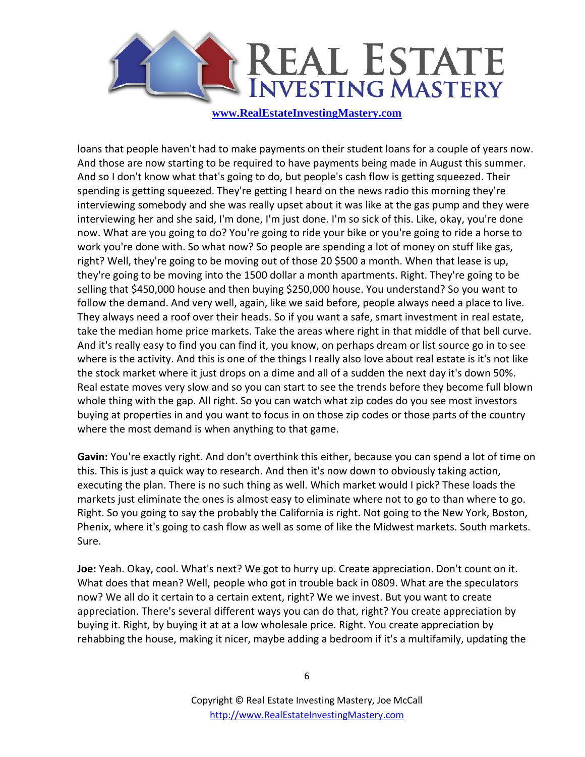loans that people haven't had to make payments on their student loans for a couple of years now. And those are now starting to be required to have payments being made in August this summer. And so I don't know what that's going to do, but people's cash flow is getting squeezed. Their spending is getting squeezed. They're getting I heard on the news radio this morning they're interviewing somebody and she was really upset about it was like at the gas pump and they were interviewing her and she said, I'm done, I'm just done. I'm so sick of this. Like, okay, you're done now. What are you going to do? You're going to ride your bike or you're going to ride a horse to work you're done with. So what now? So people are spending a lot of money on stuff like gas, right? Well, they're going to be moving out of those 20 $500 a month. When that lease is up, they're going to be moving into the 1500 dollar a month apartments. Right. They're going to be selling that $450,000 house and then buying $250,000 house. You understand? So you want to follow the demand. And very well, again, like we said before, people always need a place to live. They always need a roof over their heads. So if you want a safe, smart investment in real estate, take the median home price markets. Take the areas where right in that middle of that bell curve. And it's really easy to find you can find it, you know, on perhaps dream or list source go in to see where is the activity. And this is one of the things I really also love about real estate is it's not like the stock market where it just drops on a dime and all of a sudden the next day it's down 50%. Real estate moves very slow and so you can start to see the trends before they become full blown whole thing with the gap. All right. So you can watch what zip codes do you see most investors buying at properties in and you want to focus in on those zip codes or those parts of the country where the most demand is when anything to that game.

**Gavin:** You're exactly right. And don't overthink this either, because you can spend a lot of time on this. This is just a quick way to research. And then it's now down to obviously taking action, executing the plan. There is no such thing as well. Which market would I pick? These loads the markets just eliminate the ones is almost easy to eliminate where not to go to than where to go. Right. So you going to say the probably the California is right. Not going to the New York, Boston, Phenix, where it's going to cash flow as well as some of like the Midwest markets. South markets. Sure.

**Joe:** Yeah. Okay, cool. What's next? We got to hurry up. Create appreciation. Don't count on it. What does that mean? Well, people who got in trouble back in 0809. What are the speculators now? We all do it certain to a certain extent, right? We we invest. But you want to create appreciation. There's several different ways you can do that, right? You create appreciation by buying it. Right, by buying it at at a low wholesale price. Right. You create appreciation by rehabbing the house, making it nicer, maybe adding a bedroom if it's a multifamily, updating the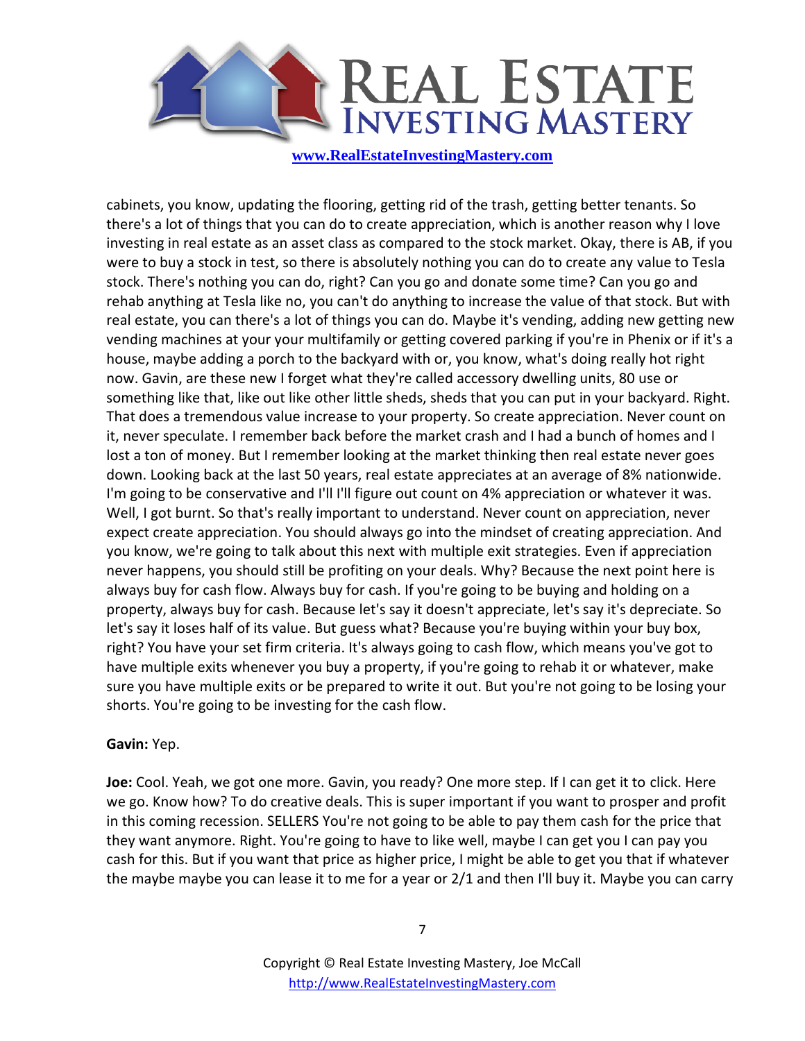cabinets, you know, updating the flooring, getting rid of the trash, getting better tenants. So there's a lot of things that you can do to create appreciation, which is another reason why I love investing in real estate as an asset class as compared to the stock market. Okay, there is AB, if you were to buy a stock in test, so there is absolutely nothing you can do to create any value to Tesla stock. There's nothing you can do, right? Can you go and donate some time? Can you go and rehab anything at Tesla like no, you can't do anything to increase the value of that stock. But with real estate, you can there's a lot of things you can do. Maybe it's vending, adding new getting new vending machines at your your multifamily or getting covered parking if you're in Phenix or if it's a house, maybe adding a porch to the backyard with or, you know, what's doing really hot right now. Gavin, are these new I forget what they're called accessory dwelling units, 80 use or something like that, like out like other little sheds, sheds that you can put in your backyard. Right. That does a tremendous value increase to your property. So create appreciation. Never count on it, never speculate. I remember back before the market crash and I had a bunch of homes and I lost a ton of money. But I remember looking at the market thinking then real estate never goes down. Looking back at the last 50 years, real estate appreciates at an average of 8% nationwide. I'm going to be conservative and I'll I'll figure out count on 4% appreciation or whatever it was. Well, I got burnt. So that's really important to understand. Never count on appreciation, never expect create appreciation. You should always go into the mindset of creating appreciation. And you know, we're going to talk about this next with multiple exit strategies. Even if appreciation never happens, you should still be profiting on your deals. Why? Because the next point here is always buy for cash flow. Always buy for cash. If you're going to be buying and holding on a property, always buy for cash. Because let's say it doesn't appreciate, let's say it's depreciate. So let's say it loses half of its value. But guess what? Because you're buying within your buy box, right? You have your set firm criteria. It's always going to cash flow, which means you've got to have multiple exits whenever you buy a property, if you're going to rehab it or whatever, make sure you have multiple exits or be prepared to write it out. But you're not going to be losing your shorts. You're going to be investing for the cash flow.

**Gavin:** Yep.

**Joe:** Cool. Yeah, we got one more. Gavin, you ready? One more step. If I can get it to click. Here we go. Know how? To do creative deals. This is super important if you want to prosper and profit in this coming recession. SELLERS You're not going to be able to pay them cash for the price that they want anymore. Right. You're going to have to like well, maybe I can get you I can pay you cash for this. But if you want that price as higher price, I might be able to get you that if whatever the maybe maybe you can lease it to me for a year or 2/1 and then I'll buy it. Maybe you can carry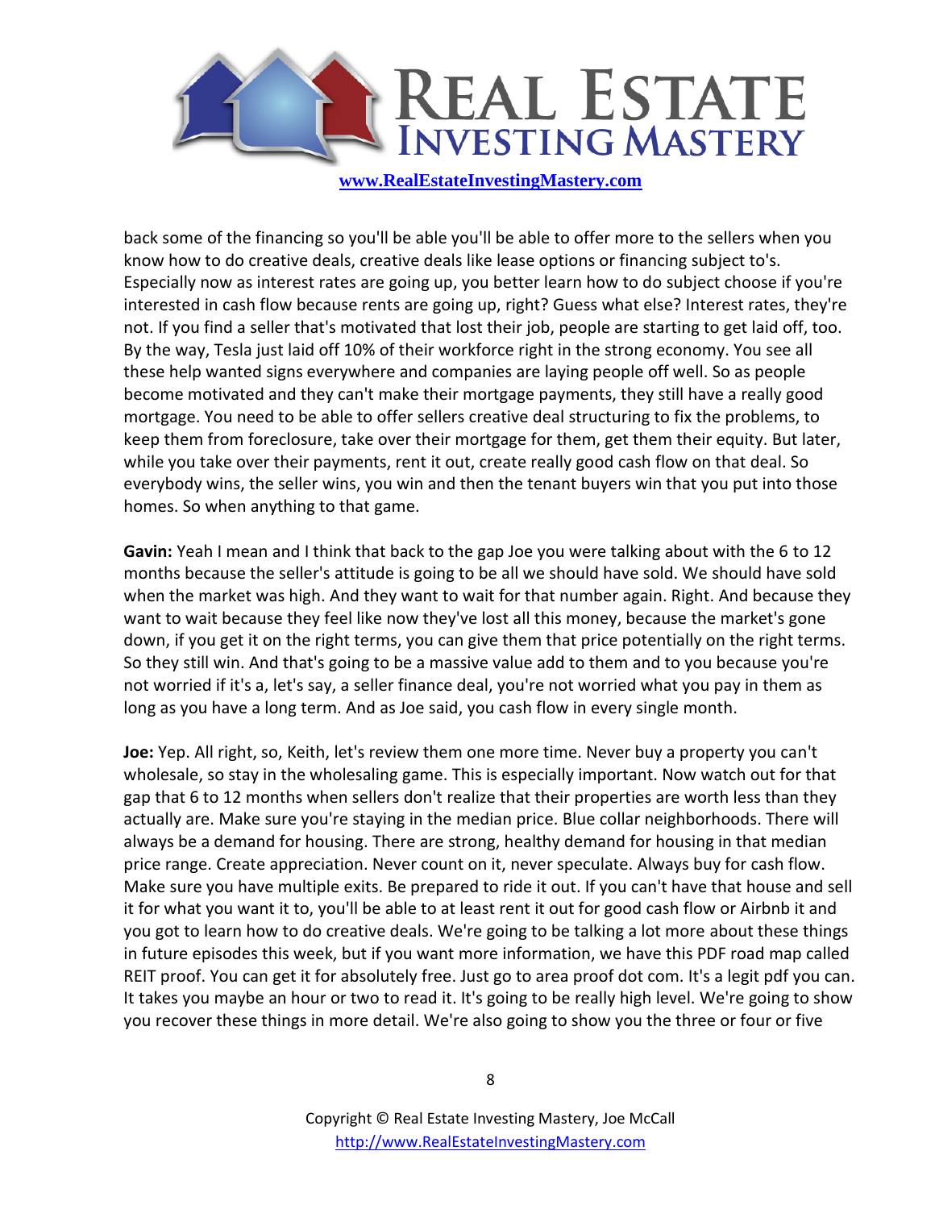back some of the financing so you'll be able you'll be able to offer more to the sellers when you know how to do creative deals, creative deals like lease options or financing subject to's. Especially now as interest rates are going up, you better learn how to do subject choose if you're interested in cash flow because rents are going up, right? Guess what else? Interest rates, they're not. If you find a seller that's motivated that lost their job, people are starting to get laid off, too. By the way, Tesla just laid off 10% of their workforce right in the strong economy. You see all these help wanted signs everywhere and companies are laying people off well. So as people become motivated and they can't make their mortgage payments, they still have a really good mortgage. You need to be able to offer sellers creative deal structuring to fix the problems, to keep them from foreclosure, take over their mortgage for them, get them their equity. But later, while you take over their payments, rent it out, create really good cash flow on that deal. So everybody wins, the seller wins, you win and then the tenant buyers win that you put into those homes. So when anything to that game.

**Gavin:** Yeah I mean and I think that back to the gap Joe you were talking about with the 6 to 12 months because the seller's attitude is going to be all we should have sold. We should have sold when the market was high. And they want to wait for that number again. Right. And because they want to wait because they feel like now they've lost all this money, because the market's gone down, if you get it on the right terms, you can give them that price potentially on the right terms. So they still win. And that's going to be a massive value add to them and to you because you're not worried if it's a, let's say, a seller finance deal, you're not worried what you pay in them as long as you have a long term. And as Joe said, you cash flow in every single month.

**Joe:** Yep. All right, so, Keith, let's review them one more time. Never buy a property you can't wholesale, so stay in the wholesaling game. This is especially important. Now watch out for that gap that 6 to 12 months when sellers don't realize that their properties are worth less than they actually are. Make sure you're staying in the median price. Blue collar neighborhoods. There will always be a demand for housing. There are strong, healthy demand for housing in that median price range. Create appreciation. Never count on it, never speculate. Always buy for cash flow. Make sure you have multiple exits. Be prepared to ride it out. If you can't have that house and sell it for what you want it to, you'll be able to at least rent it out for good cash flow or Airbnb it and you got to learn how to do creative deals. We're going to be talking a lot more about these things in future episodes this week, but if you want more information, we have this PDF road map called REIT proof. You can get it for absolutely free. Just go to area proof dot com. It's a legit pdf you can. It takes you maybe an hour or two to read it. It's going to be really high level. We're going to show you recover these things in more detail. We're also going to show you the three or four or five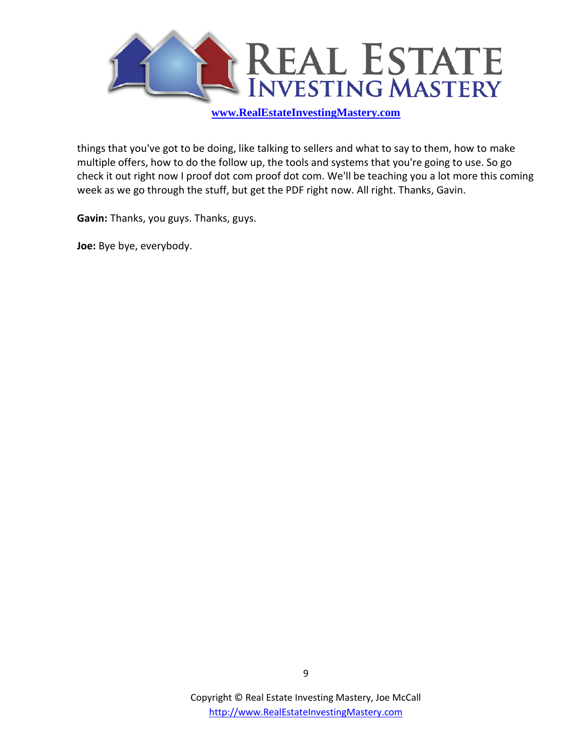things that you've got to be doing, like talking to sellers and what to say to them, how to make multiple offers, how to do the follow up, the tools and systems that you're going to use. So go check it out right now I proof dot com proof dot com. We'll be teaching you a lot more this coming week as we go through the stuff, but get the PDF right now. All right. Thanks, Gavin.

**Gavin:** Thanks, you guys. Thanks, guys.

**Joe:** Bye bye, everybody.